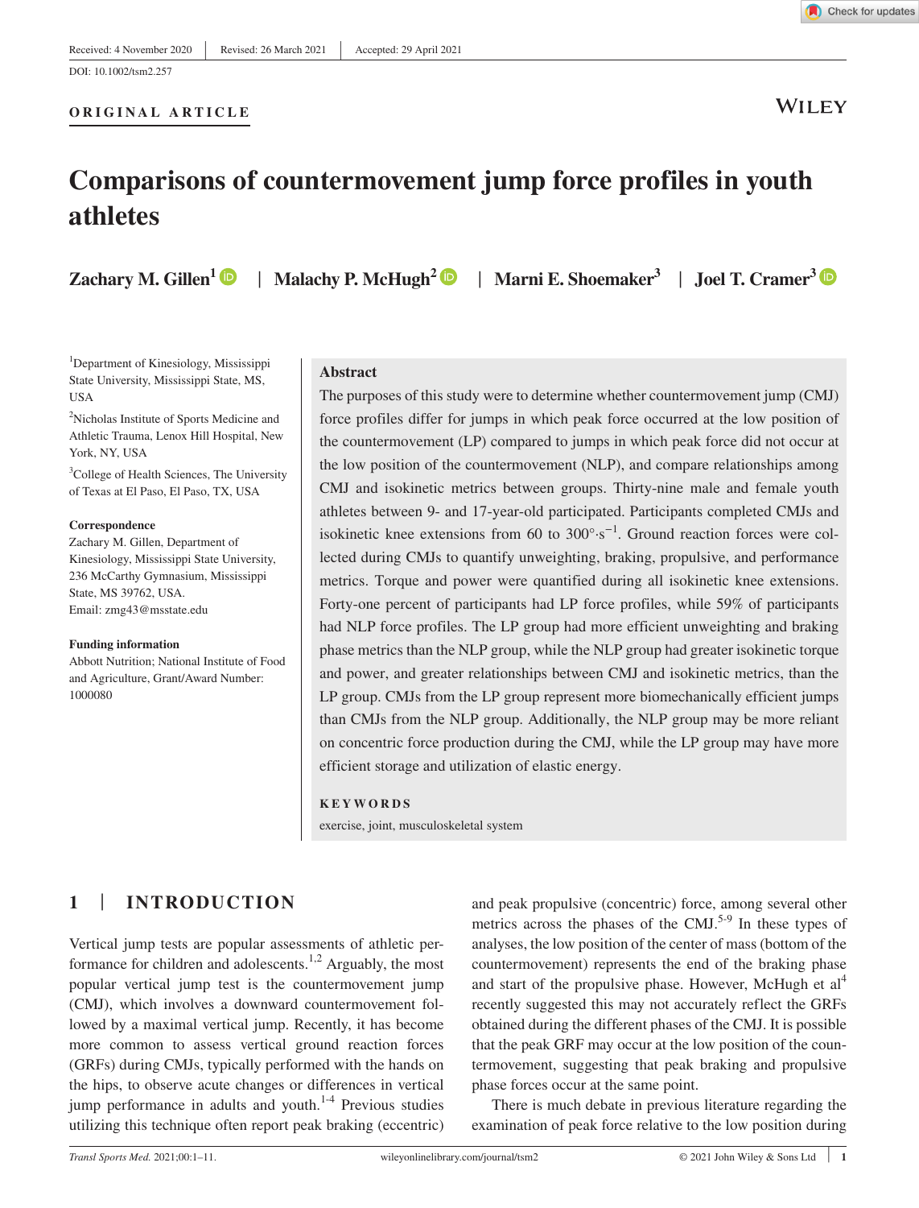Received: 4 November 2020 | Revised: 26 March 2021 | Accepted: 29 April 2021

DOI: 10.1002/tsm2.257

ORIGINAL ARTICLE

# Comparisons of countermovement jump force profiles in youth athletes

**Zachary M. Gillen**[1] | **Malachy P. McHugh**[2] | **Marni E. Shoemaker**[3] | **Joel T. Cramer**[3]

[1]Department of Kinesiology, Mississippi State University, Mississippi State, MS, USA

[2]Nicholas Institute of Sports Medicine and Athletic Trauma, Lenox Hill Hospital, New York, NY, USA

[3]College of Health Sciences, The University of Texas at El Paso, El Paso, TX, USA

**Correspondence**
Zachary M. Gillen, Department of Kinesiology, Mississippi State University, 236 McCarthy Gymnasium, Mississippi State, MS 39762, USA.
Email: zmg43@msstate.edu

**Funding information**
Abbott Nutrition; National Institute of Food and Agriculture, Grant/Award Number: 1000080

## Abstract

The purposes of this study were to determine whether countermovement jump (CMJ) force profiles differ for jumps in which peak force occurred at the low position of the countermovement (LP) compared to jumps in which peak force did not occur at the low position of the countermovement (NLP), and compare relationships among CMJ and isokinetic metrics between groups. Thirty-nine male and female youth athletes between 9- and 17-year-old participated. Participants completed CMJs and isokinetic knee extensions from 60 to $300°\cdot s^{-1}$. Ground reaction forces were collected during CMJs to quantify unweighting, braking, propulsive, and performance metrics. Torque and power were quantified during all isokinetic knee extensions. Forty-one percent of participants had LP force profiles, while 59% of participants had NLP force profiles. The LP group had more efficient unweighting and braking phase metrics than the NLP group, while the NLP group had greater isokinetic torque and power, and greater relationships between CMJ and isokinetic metrics, than the LP group. CMJs from the LP group represent more biomechanically efficient jumps than CMJs from the NLP group. Additionally, the NLP group may be more reliant on concentric force production during the CMJ, while the LP group may have more efficient storage and utilization of elastic energy.

**KEYWORDS**

exercise, joint, musculoskeletal system

## 1 | INTRODUCTION

Vertical jump tests are popular assessments of athletic performance for children and adolescents.[1,2] Arguably, the most popular vertical jump test is the countermovement jump (CMJ), which involves a downward countermovement followed by a maximal vertical jump. Recently, it has become more common to assess vertical ground reaction forces (GRFs) during CMJs, typically performed with the hands on the hips, to observe acute changes or differences in vertical jump performance in adults and youth.[1-4] Previous studies utilizing this technique often report peak braking (eccentric) and peak propulsive (concentric) force, among several other metrics across the phases of the CMJ.[5-9] In these types of analyses, the low position of the center of mass (bottom of the countermovement) represents the end of the braking phase and start of the propulsive phase. However, McHugh et al[4] recently suggested this may not accurately reflect the GRFs obtained during the different phases of the CMJ. It is possible that the peak GRF may occur at the low position of the countermovement, suggesting that peak braking and propulsive phase forces occur at the same point.

There is much debate in previous literature regarding the examination of peak force relative to the low position during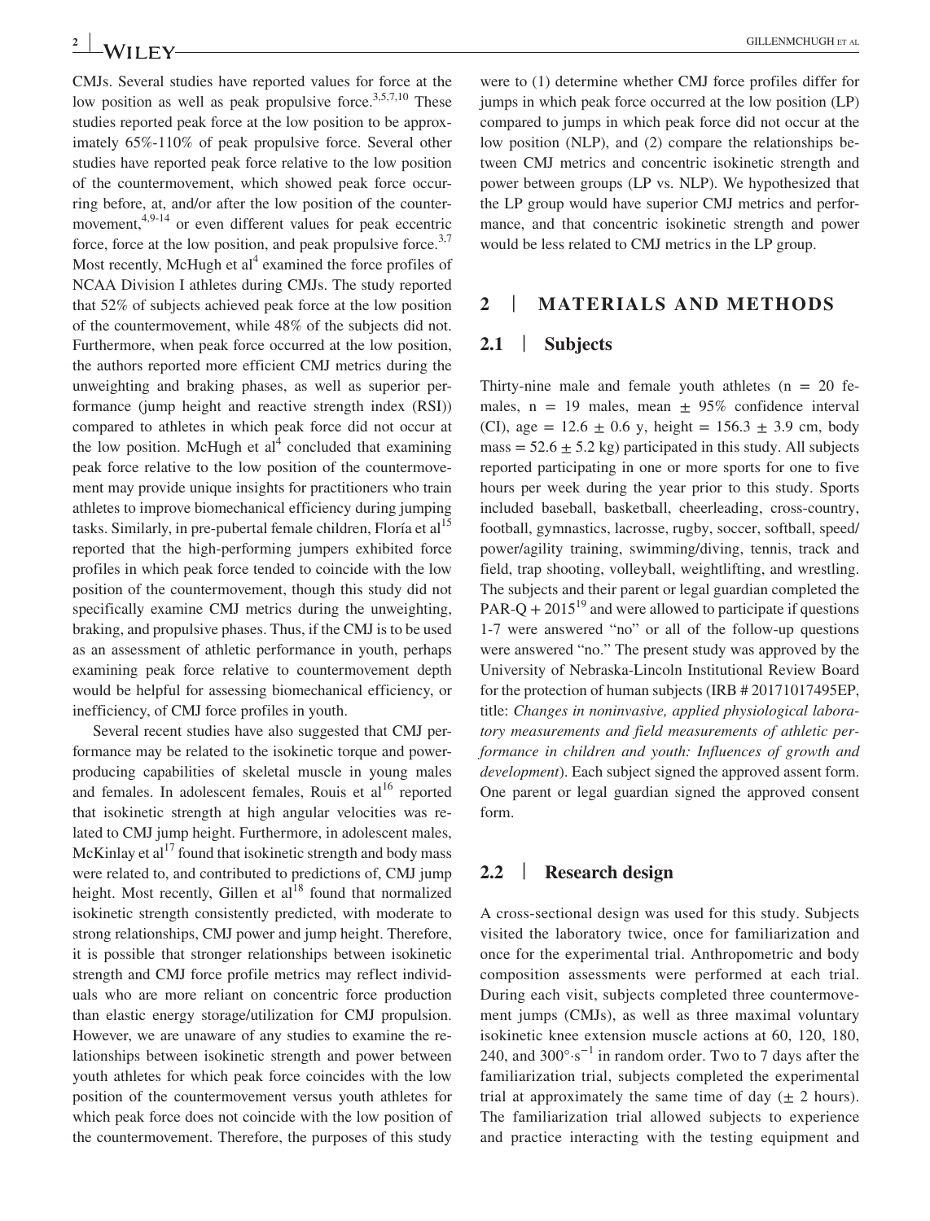CMJs. Several studies have reported values for force at the low position as well as peak propulsive force.[3,5,7,10] These studies reported peak force at the low position to be approximately 65%-110% of peak propulsive force. Several other studies have reported peak force relative to the low position of the countermovement, which showed peak force occurring before, at, and/or after the low position of the countermovement,[4,9-14] or even different values for peak eccentric force, force at the low position, and peak propulsive force.[3,7] Most recently, McHugh et al[4] examined the force profiles of NCAA Division I athletes during CMJs. The study reported that 52% of subjects achieved peak force at the low position of the countermovement, while 48% of the subjects did not. Furthermore, when peak force occurred at the low position, the authors reported more efficient CMJ metrics during the unweighting and braking phases, as well as superior performance (jump height and reactive strength index (RSI)) compared to athletes in which peak force did not occur at the low position. McHugh et al[4] concluded that examining peak force relative to the low position of the countermovement may provide unique insights for practitioners who train athletes to improve biomechanical efficiency during jumping tasks. Similarly, in pre-pubertal female children, Floría et al[15] reported that the high-performing jumpers exhibited force profiles in which peak force tended to coincide with the low position of the countermovement, though this study did not specifically examine CMJ metrics during the unweighting, braking, and propulsive phases. Thus, if the CMJ is to be used as an assessment of athletic performance in youth, perhaps examining peak force relative to countermovement depth would be helpful for assessing biomechanical efficiency, or inefficiency, of CMJ force profiles in youth.

Several recent studies have also suggested that CMJ performance may be related to the isokinetic torque and power-producing capabilities of skeletal muscle in young males and females. In adolescent females, Rouis et al[16] reported that isokinetic strength at high angular velocities was related to CMJ jump height. Furthermore, in adolescent males, McKinlay et al[17] found that isokinetic strength and body mass were related to, and contributed to predictions of, CMJ jump height. Most recently, Gillen et al[18] found that normalized isokinetic strength consistently predicted, with moderate to strong relationships, CMJ power and jump height. Therefore, it is possible that stronger relationships between isokinetic strength and CMJ force profile metrics may reflect individuals who are more reliant on concentric force production than elastic energy storage/utilization for CMJ propulsion. However, we are unaware of any studies to examine the relationships between isokinetic strength and power between youth athletes for which peak force coincides with the low position of the countermovement versus youth athletes for which peak force does not coincide with the low position of the countermovement. Therefore, the purposes of this study were to (1) determine whether CMJ force profiles differ for jumps in which peak force occurred at the low position (LP) compared to jumps in which peak force did not occur at the low position (NLP), and (2) compare the relationships between CMJ metrics and concentric isokinetic strength and power between groups (LP vs. NLP). We hypothesized that the LP group would have superior CMJ metrics and performance, and that concentric isokinetic strength and power would be less related to CMJ metrics in the LP group.

## 2 | MATERIALS AND METHODS

### 2.1 | Subjects

Thirty-nine male and female youth athletes (n = 20 females, n = 19 males, mean ± 95% confidence interval (CI), age = 12.6 ± 0.6 y, height = 156.3 ± 3.9 cm, body mass = 52.6 ± 5.2 kg) participated in this study. All subjects reported participating in one or more sports for one to five hours per week during the year prior to this study. Sports included baseball, basketball, cheerleading, cross-country, football, gymnastics, lacrosse, rugby, soccer, softball, speed/power/agility training, swimming/diving, tennis, track and field, trap shooting, volleyball, weightlifting, and wrestling. The subjects and their parent or legal guardian completed the PAR-Q + 2015[19] and were allowed to participate if questions 1-7 were answered "no" or all of the follow-up questions were answered "no." The present study was approved by the University of Nebraska-Lincoln Institutional Review Board for the protection of human subjects (IRB # 20171017495EP, title: *Changes in noninvasive, applied physiological laboratory measurements and field measurements of athletic performance in children and youth: Influences of growth and development*). Each subject signed the approved assent form. One parent or legal guardian signed the approved consent form.

### 2.2 | Research design

A cross-sectional design was used for this study. Subjects visited the laboratory twice, once for familiarization and once for the experimental trial. Anthropometric and body composition assessments were performed at each trial. During each visit, subjects completed three countermovement jumps (CMJs), as well as three maximal voluntary isokinetic knee extension muscle actions at 60, 120, 180, 240, and $300°\cdot s^{-1}$ in random order. Two to 7 days after the familiarization trial, subjects completed the experimental trial at approximately the same time of day (± 2 hours). The familiarization trial allowed subjects to experience and practice interacting with the testing equipment and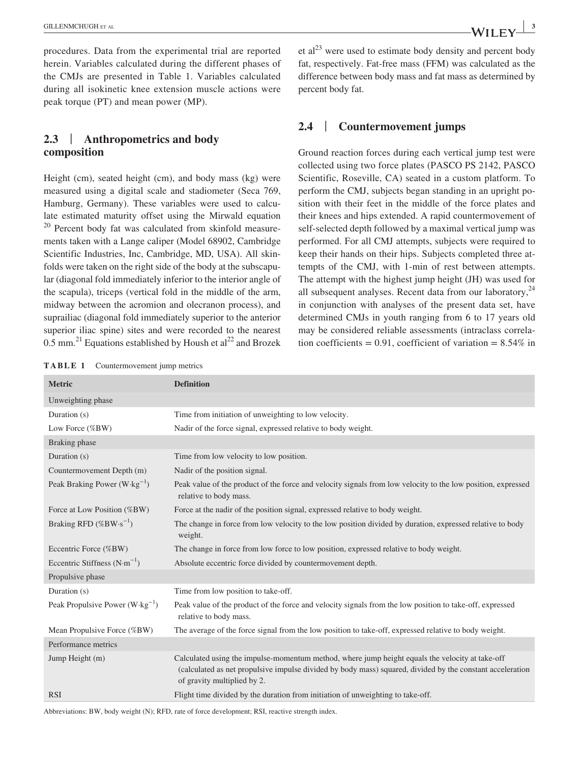procedures. Data from the experimental trial are reported herein. Variables calculated during the different phases of the CMJs are presented in Table 1. Variables calculated during all isokinetic knee extension muscle actions were peak torque (PT) and mean power (MP).

## 2.3 | Anthropometrics and body composition

Height (cm), seated height (cm), and body mass (kg) were measured using a digital scale and stadiometer (Seca 769, Hamburg, Germany). These variables were used to calculate estimated maturity offset using the Mirwald equation [20] Percent body fat was calculated from skinfold measurements taken with a Lange caliper (Model 68902, Cambridge Scientific Industries, Inc, Cambridge, MD, USA). All skinfolds were taken on the right side of the body at the subscapular (diagonal fold immediately inferior to the interior angle of the scapula), triceps (vertical fold in the middle of the arm, midway between the acromion and olecranon process), and suprailiac (diagonal fold immediately superior to the anterior superior iliac spine) sites and were recorded to the nearest 0.5 mm.[21] Equations established by Housh et al[22] and Brozek et al[23] were used to estimate body density and percent body fat, respectively. Fat-free mass (FFM) was calculated as the difference between body mass and fat mass as determined by percent body fat.

## 2.4 | Countermovement jumps

Ground reaction forces during each vertical jump test were collected using two force plates (PASCO PS 2142, PASCO Scientific, Roseville, CA) seated in a custom platform. To perform the CMJ, subjects began standing in an upright position with their feet in the middle of the force plates and their knees and hips extended. A rapid countermovement of self-selected depth followed by a maximal vertical jump was performed. For all CMJ attempts, subjects were required to keep their hands on their hips. Subjects completed three attempts of the CMJ, with 1-min of rest between attempts. The attempt with the highest jump height (JH) was used for all subsequent analyses. Recent data from our laboratory,[24] in conjunction with analyses of the present data set, have determined CMJs in youth ranging from 6 to 17 years old may be considered reliable assessments (intraclass correlation coefficients = 0.91, coefficient of variation = 8.54% in

**TABLE 1** Countermovement jump metrics

| Metric | Definition |
|---|---|
| Unweighting phase | |
| Duration (s) | Time from initiation of unweighting to low velocity. |
| Low Force (%BW) | Nadir of the force signal, expressed relative to body weight. |
| Braking phase | |
| Duration (s) | Time from low velocity to low position. |
| Countermovement Depth (m) | Nadir of the position signal. |
| Peak Braking Power ($W \cdot kg^{-1}$) | Peak value of the product of the force and velocity signals from low velocity to the low position, expressed relative to body mass. |
| Force at Low Position (%BW) | Force at the nadir of the position signal, expressed relative to body weight. |
| Braking RFD ($\%BW \cdot s^{-1}$) | The change in force from low velocity to the low position divided by duration, expressed relative to body weight. |
| Eccentric Force (%BW) | The change in force from low force to low position, expressed relative to body weight. |
| Eccentric Stiffness ($N \cdot m^{-1}$) | Absolute eccentric force divided by countermovement depth. |
| Propulsive phase | |
| Duration (s) | Time from low position to take-off. |
| Peak Propulsive Power ($W \cdot kg^{-1}$) | Peak value of the product of the force and velocity signals from the low position to take-off, expressed relative to body mass. |
| Mean Propulsive Force (%BW) | The average of the force signal from the low position to take-off, expressed relative to body weight. |
| Performance metrics | |
| Jump Height (m) | Calculated using the impulse-momentum method, where jump height equals the velocity at take-off (calculated as net propulsive impulse divided by body mass) squared, divided by the constant acceleration of gravity multiplied by 2. |
| RSI | Flight time divided by the duration from initiation of unweighting to take-off. |

Abbreviations: BW, body weight (N); RFD, rate of force development; RSI, reactive strength index.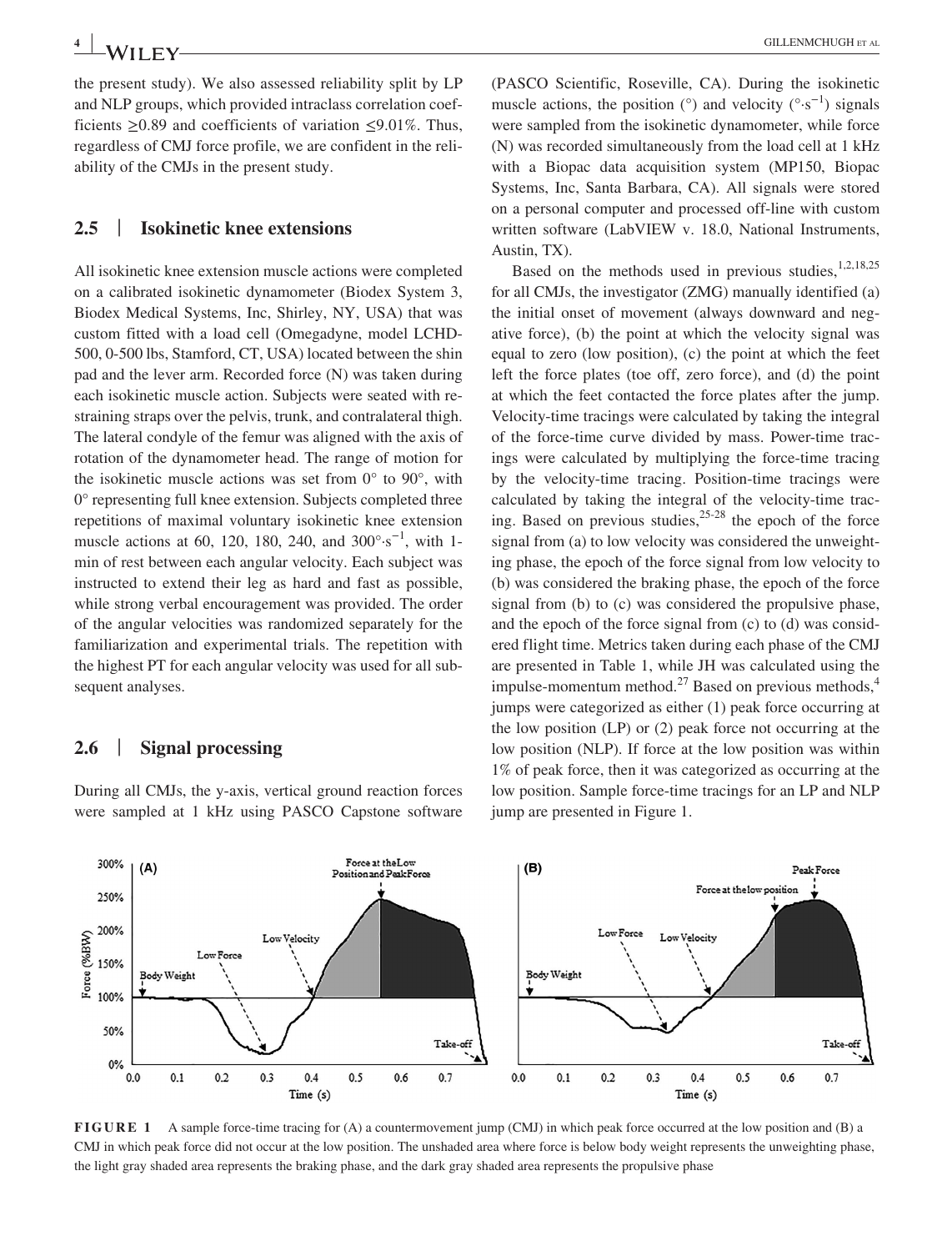the present study). We also assessed reliability split by LP and NLP groups, which provided intraclass correlation coefficients ≥0.89 and coefficients of variation ≤9.01%. Thus, regardless of CMJ force profile, we are confident in the reliability of the CMJs in the present study.

## 2.5 | Isokinetic knee extensions

All isokinetic knee extension muscle actions were completed on a calibrated isokinetic dynamometer (Biodex System 3, Biodex Medical Systems, Inc, Shirley, NY, USA) that was custom fitted with a load cell (Omegadyne, model LCHD-500, 0-500 lbs, Stamford, CT, USA) located between the shin pad and the lever arm. Recorded force (N) was taken during each isokinetic muscle action. Subjects were seated with restraining straps over the pelvis, trunk, and contralateral thigh. The lateral condyle of the femur was aligned with the axis of rotation of the dynamometer head. The range of motion for the isokinetic muscle actions was set from 0° to 90°, with 0° representing full knee extension. Subjects completed three repetitions of maximal voluntary isokinetic knee extension muscle actions at 60, 120, 180, 240, and $300°\cdot s^{-1}$, with 1-min of rest between each angular velocity. Each subject was instructed to extend their leg as hard and fast as possible, while strong verbal encouragement was provided. The order of the angular velocities was randomized separately for the familiarization and experimental trials. The repetition with the highest PT for each angular velocity was used for all subsequent analyses.

## 2.6 | Signal processing

During all CMJs, the y-axis, vertical ground reaction forces were sampled at 1 kHz using PASCO Capstone software (PASCO Scientific, Roseville, CA). During the isokinetic muscle actions, the position (°) and velocity ($°\cdot s^{-1}$) signals were sampled from the isokinetic dynamometer, while force (N) was recorded simultaneously from the load cell at 1 kHz with a Biopac data acquisition system (MP150, Biopac Systems, Inc, Santa Barbara, CA). All signals were stored on a personal computer and processed off-line with custom written software (LabVIEW v. 18.0, National Instruments, Austin, TX).

Based on the methods used in previous studies,[1,2,18,25] for all CMJs, the investigator (ZMG) manually identified (a) the initial onset of movement (always downward and negative force), (b) the point at which the velocity signal was equal to zero (low position), (c) the point at which the feet left the force plates (toe off, zero force), and (d) the point at which the feet contacted the force plates after the jump. Velocity-time tracings were calculated by taking the integral of the force-time curve divided by mass. Power-time tracings were calculated by multiplying the force-time tracing by the velocity-time tracing. Position-time tracings were calculated by taking the integral of the velocity-time tracing. Based on previous studies,[25-28] the epoch of the force signal from (a) to low velocity was considered the unweighting phase, the epoch of the force signal from low velocity to (b) was considered the braking phase, the epoch of the force signal from (b) to (c) was considered the propulsive phase, and the epoch of the force signal from (c) to (d) was considered flight time. Metrics taken during each phase of the CMJ are presented in Table 1, while JH was calculated using the impulse-momentum method.[27] Based on previous methods,[4] jumps were categorized as either (1) peak force occurring at the low position (LP) or (2) peak force not occurring at the low position (NLP). If force at the low position was within 1% of peak force, then it was categorized as occurring at the low position. Sample force-time tracings for an LP and NLP jump are presented in Figure 1.

**FIGURE 1** A sample force-time tracing for (A) a countermovement jump (CMJ) in which peak force occurred at the low position and (B) a CMJ in which peak force did not occur at the low position. The unshaded area where force is below body weight represents the unweighting phase, the light gray shaded area represents the braking phase, and the dark gray shaded area represents the propulsive phase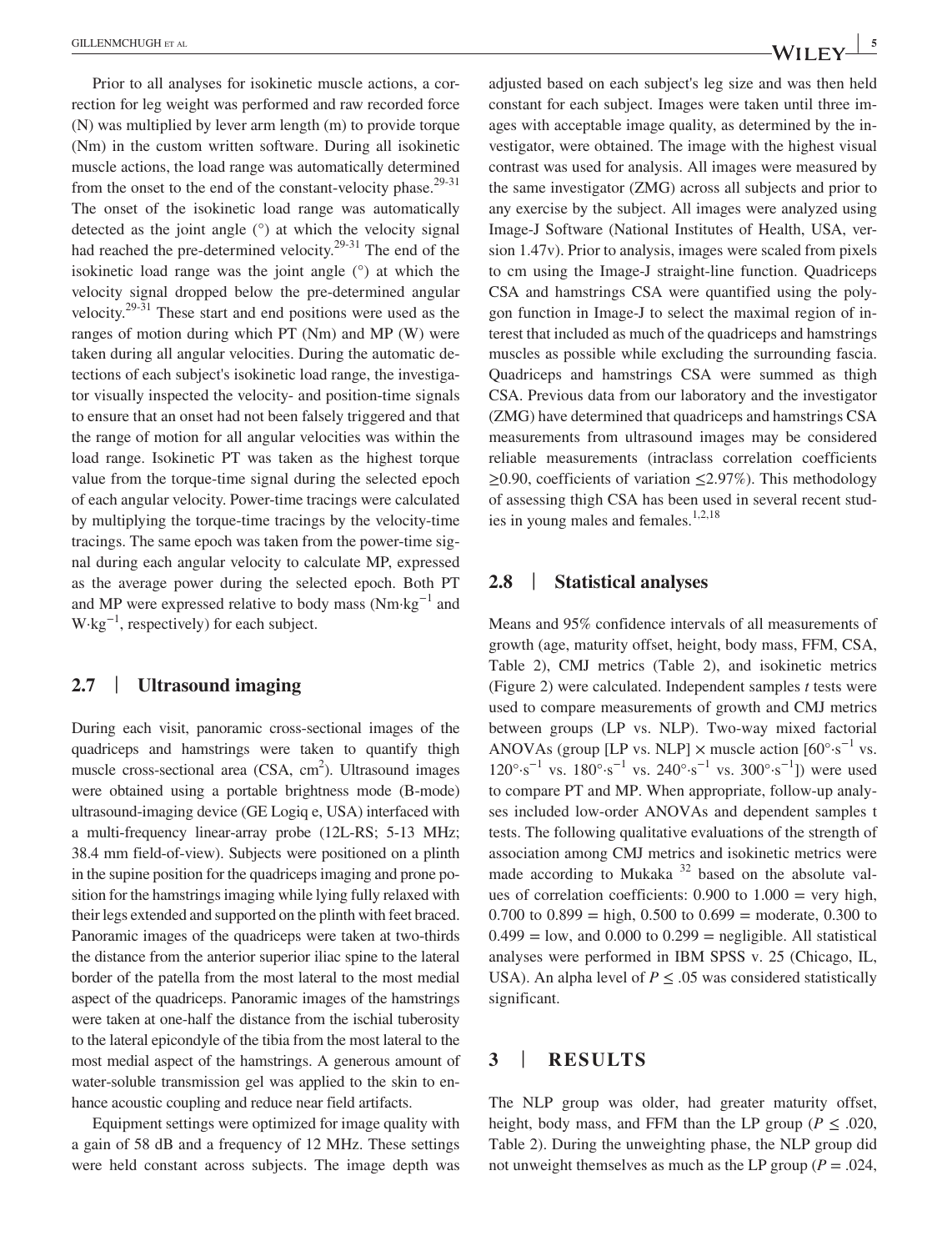Prior to all analyses for isokinetic muscle actions, a correction for leg weight was performed and raw recorded force (N) was multiplied by lever arm length (m) to provide torque (Nm) in the custom written software. During all isokinetic muscle actions, the load range was automatically determined from the onset to the end of the constant-velocity phase.[29-31] The onset of the isokinetic load range was automatically detected as the joint angle (°) at which the velocity signal had reached the pre-determined velocity.[29-31] The end of the isokinetic load range was the joint angle (°) at which the velocity signal dropped below the pre-determined angular velocity.[29-31] These start and end positions were used as the ranges of motion during which PT (Nm) and MP (W) were taken during all angular velocities. During the automatic detections of each subject's isokinetic load range, the investigator visually inspected the velocity- and position-time signals to ensure that an onset had not been falsely triggered and that the range of motion for all angular velocities was within the load range. Isokinetic PT was taken as the highest torque value from the torque-time signal during the selected epoch of each angular velocity. Power-time tracings were calculated by multiplying the torque-time tracings by the velocity-time tracings. The same epoch was taken from the power-time signal during each angular velocity to calculate MP, expressed as the average power during the selected epoch. Both PT and MP were expressed relative to body mass ($\text{Nm}\cdot\text{kg}^{-1}$ and $\text{W}\cdot\text{kg}^{-1}$, respectively) for each subject.

## 2.7 | Ultrasound imaging

During each visit, panoramic cross-sectional images of the quadriceps and hamstrings were taken to quantify thigh muscle cross-sectional area (CSA, $\text{cm}^2$). Ultrasound images were obtained using a portable brightness mode (B-mode) ultrasound-imaging device (GE Logiq e, USA) interfaced with a multi-frequency linear-array probe (12L-RS; 5-13 MHz; 38.4 mm field-of-view). Subjects were positioned on a plinth in the supine position for the quadriceps imaging and prone position for the hamstrings imaging while lying fully relaxed with their legs extended and supported on the plinth with feet braced. Panoramic images of the quadriceps were taken at two-thirds the distance from the anterior superior iliac spine to the lateral border of the patella from the most lateral to the most medial aspect of the quadriceps. Panoramic images of the hamstrings were taken at one-half the distance from the ischial tuberosity to the lateral epicondyle of the tibia from the most lateral to the most medial aspect of the hamstrings. A generous amount of water-soluble transmission gel was applied to the skin to enhance acoustic coupling and reduce near field artifacts.

Equipment settings were optimized for image quality with a gain of 58 dB and a frequency of 12 MHz. These settings were held constant across subjects. The image depth was adjusted based on each subject's leg size and was then held constant for each subject. Images were taken until three images with acceptable image quality, as determined by the investigator, were obtained. The image with the highest visual contrast was used for analysis. All images were measured by the same investigator (ZMG) across all subjects and prior to any exercise by the subject. All images were analyzed using Image-J Software (National Institutes of Health, USA, version 1.47v). Prior to analysis, images were scaled from pixels to cm using the Image-J straight-line function. Quadriceps CSA and hamstrings CSA were quantified using the polygon function in Image-J to select the maximal region of interest that included as much of the quadriceps and hamstrings muscles as possible while excluding the surrounding fascia. Quadriceps and hamstrings CSA were summed as thigh CSA. Previous data from our laboratory and the investigator (ZMG) have determined that quadriceps and hamstrings CSA measurements from ultrasound images may be considered reliable measurements (intraclass correlation coefficients ≥0.90, coefficients of variation ≤2.97%). This methodology of assessing thigh CSA has been used in several recent studies in young males and females.[1,2,18]

## 2.8 | Statistical analyses

Means and 95% confidence intervals of all measurements of growth (age, maturity offset, height, body mass, FFM, CSA, Table 2), CMJ metrics (Table 2), and isokinetic metrics (Figure 2) were calculated. Independent samples *t* tests were used to compare measurements of growth and CMJ metrics between groups (LP vs. NLP). Two-way mixed factorial ANOVAs (group [LP vs. NLP] × muscle action [$60°\cdot\text{s}^{-1}$ vs. $120°\cdot\text{s}^{-1}$ vs. $180°\cdot\text{s}^{-1}$ vs. $240°\cdot\text{s}^{-1}$ vs. $300°\cdot\text{s}^{-1}$]) were used to compare PT and MP. When appropriate, follow-up analyses included low-order ANOVAs and dependent samples t tests. The following qualitative evaluations of the strength of association among CMJ metrics and isokinetic metrics were made according to Mukaka [32] based on the absolute values of correlation coefficients: 0.900 to 1.000 = very high, 0.700 to 0.899 = high, 0.500 to 0.699 = moderate, 0.300 to 0.499 = low, and 0.000 to 0.299 = negligible. All statistical analyses were performed in IBM SPSS v. 25 (Chicago, IL, USA). An alpha level of $P \leq .05$ was considered statistically significant.

# 3 | RESULTS

The NLP group was older, had greater maturity offset, height, body mass, and FFM than the LP group ($P \leq .020$, Table 2). During the unweighting phase, the NLP group did not unweight themselves as much as the LP group ($P = .024$,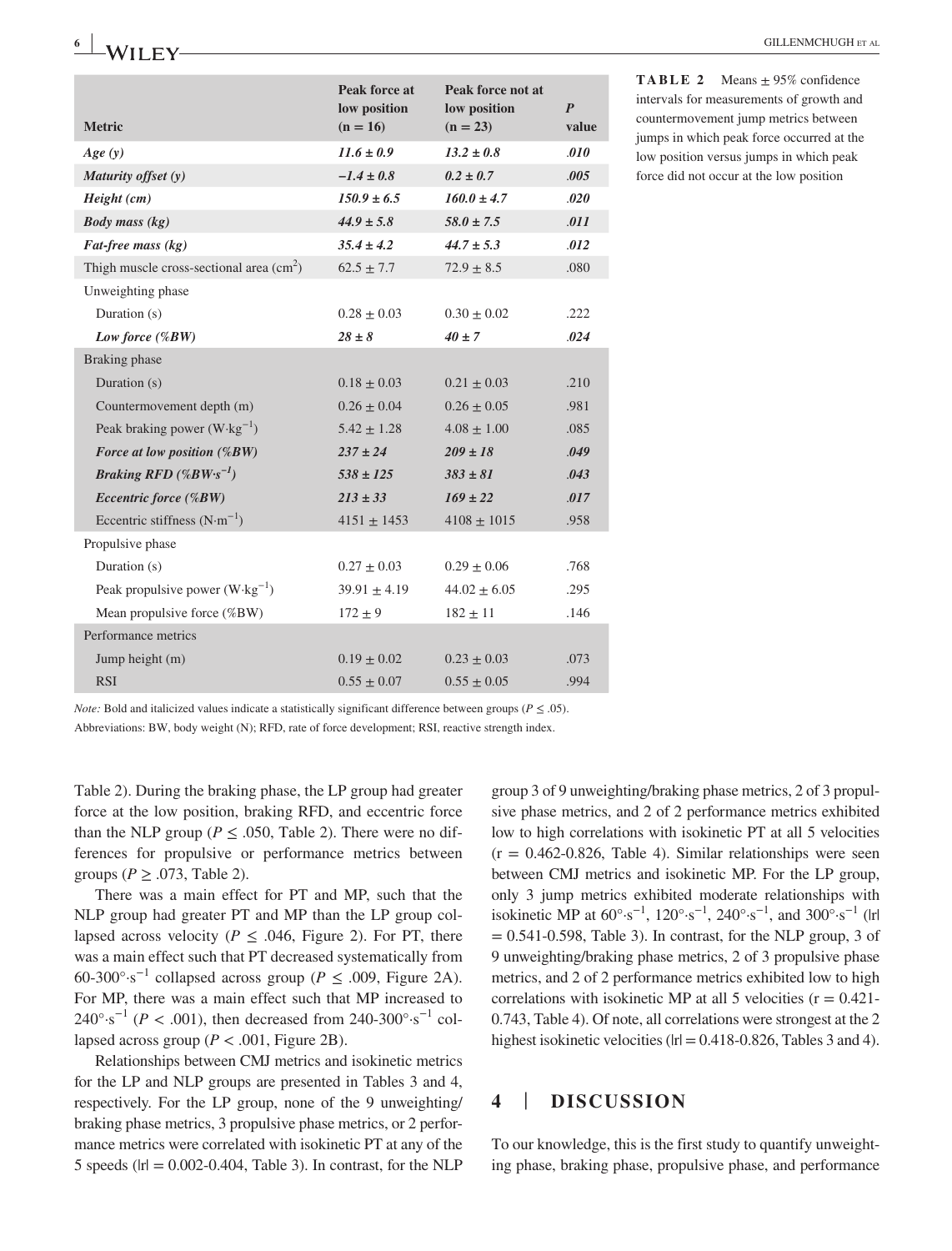**TABLE 2** Means ± 95% confidence intervals for measurements of growth and countermovement jump metrics between jumps in which peak force occurred at the low position versus jumps in which peak force did not occur at the low position

| Metric | Peak force at low position (n = 16) | Peak force not at low position (n = 23) | P value |
|---|---|---|---|
| ***Age (y)*** | ***11.6 ± 0.9*** | ***13.2 ± 0.8*** | ***.010*** |
| ***Maturity offset (y)*** | ***−1.4 ± 0.8*** | ***0.2 ± 0.7*** | ***.005*** |
| ***Height (cm)*** | ***150.9 ± 6.5*** | ***160.0 ± 4.7*** | ***.020*** |
| ***Body mass (kg)*** | ***44.9 ± 5.8*** | ***58.0 ± 7.5*** | ***.011*** |
| ***Fat-free mass (kg)*** | ***35.4 ± 4.2*** | ***44.7 ± 5.3*** | ***.012*** |
| Thigh muscle cross-sectional area ($cm^2$) | 62.5 ± 7.7 | 72.9 ± 8.5 | .080 |
| Unweighting phase | | | |
| Duration (s) | 0.28 ± 0.03 | 0.30 ± 0.02 | .222 |
| ***Low force (%BW)*** | ***28 ± 8*** | ***40 ± 7*** | ***.024*** |
| Braking phase | | | |
| Duration (s) | 0.18 ± 0.03 | 0.21 ± 0.03 | .210 |
| Countermovement depth (m) | 0.26 ± 0.04 | 0.26 ± 0.05 | .981 |
| Peak braking power ($W \cdot kg^{-1}$) | 5.42 ± 1.28 | 4.08 ± 1.00 | .085 |
| ***Force at low position (%BW)*** | ***237 ± 24*** | ***209 ± 18*** | ***.049*** |
| ***Braking RFD (%BW·s^−1^)*** | ***538 ± 125*** | ***383 ± 81*** | ***.043*** |
| ***Eccentric force (%BW)*** | ***213 ± 33*** | ***169 ± 22*** | ***.017*** |
| Eccentric stiffness ($N \cdot m^{-1}$) | 4151 ± 1453 | 4108 ± 1015 | .958 |
| Propulsive phase | | | |
| Duration (s) | 0.27 ± 0.03 | 0.29 ± 0.06 | .768 |
| Peak propulsive power ($W \cdot kg^{-1}$) | 39.91 ± 4.19 | 44.02 ± 6.05 | .295 |
| Mean propulsive force (%BW) | 172 ± 9 | 182 ± 11 | .146 |
| Performance metrics | | | |
| Jump height (m) | 0.19 ± 0.02 | 0.23 ± 0.03 | .073 |
| RSI | 0.55 ± 0.07 | 0.55 ± 0.05 | .994 |

*Note:* Bold and italicized values indicate a statistically significant difference between groups ($P \leq .05$).

Abbreviations: BW, body weight (N); RFD, rate of force development; RSI, reactive strength index.

Table 2). During the braking phase, the LP group had greater force at the low position, braking RFD, and eccentric force than the NLP group ($P \leq .050$, Table 2). There were no differences for propulsive or performance metrics between groups ($P \geq .073$, Table 2).

There was a main effect for PT and MP, such that the NLP group had greater PT and MP than the LP group collapsed across velocity ($P \leq .046$, Figure 2). For PT, there was a main effect such that PT decreased systematically from 60-300°·s$^{-1}$ collapsed across group ($P \leq .009$, Figure 2A). For MP, there was a main effect such that MP increased to 240°·s$^{-1}$ ($P < .001$), then decreased from 240-300°·s$^{-1}$ collapsed across group ($P < .001$, Figure 2B).

Relationships between CMJ metrics and isokinetic metrics for the LP and NLP groups are presented in Tables 3 and 4, respectively. For the LP group, none of the 9 unweighting/braking phase metrics, 3 propulsive phase metrics, or 2 performance metrics were correlated with isokinetic PT at any of the 5 speeds (|r| = 0.002-0.404, Table 3). In contrast, for the NLP group 3 of 9 unweighting/braking phase metrics, 2 of 3 propulsive phase metrics, and 2 of 2 performance metrics exhibited low to high correlations with isokinetic PT at all 5 velocities (r = 0.462-0.826, Table 4). Similar relationships were seen between CMJ metrics and isokinetic MP. For the LP group, only 3 jump metrics exhibited moderate relationships with isokinetic MP at 60°·s$^{-1}$, 120°·s$^{-1}$, 240°·s$^{-1}$, and 300°·s$^{-1}$ (|r| = 0.541-0.598, Table 3). In contrast, for the NLP group, 3 of 9 unweighting/braking phase metrics, 2 of 3 propulsive phase metrics, and 2 of 2 performance metrics exhibited low to high correlations with isokinetic MP at all 5 velocities (r = 0.421-0.743, Table 4). Of note, all correlations were strongest at the 2 highest isokinetic velocities (|r| = 0.418-0.826, Tables 3 and 4).

## 4 | DISCUSSION

To our knowledge, this is the first study to quantify unweighting phase, braking phase, propulsive phase, and performance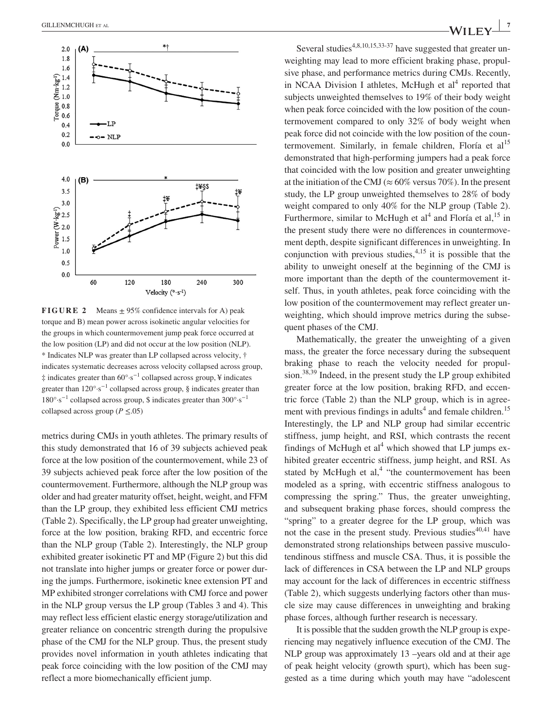**FIGURE 2** Means ± 95% confidence intervals for A) peak torque and B) mean power across isokinetic angular velocities for the groups in which countermovement jump peak force occurred at the low position (LP) and did not occur at the low position (NLP). * Indicates NLP was greater than LP collapsed across velocity, † indicates systematic decreases across velocity collapsed across group, ‡ indicates greater than 60°·s$^{-1}$ collapsed across group, ¥ indicates greater than 120°·s$^{-1}$ collapsed across group, § indicates greater than 180°·s$^{-1}$ collapsed across group, $ indicates greater than 300°·s$^{-1}$ collapsed across group ($P \leq .05$)

metrics during CMJs in youth athletes. The primary results of this study demonstrated that 16 of 39 subjects achieved peak force at the low position of the countermovement, while 23 of 39 subjects achieved peak force after the low position of the countermovement. Furthermore, although the NLP group was older and had greater maturity offset, height, weight, and FFM than the LP group, they exhibited less efficient CMJ metrics (Table 2). Specifically, the LP group had greater unweighting, force at the low position, braking RFD, and eccentric force than the NLP group (Table 2). Interestingly, the NLP group exhibited greater isokinetic PT and MP (Figure 2) but this did not translate into higher jumps or greater force or power during the jumps. Furthermore, isokinetic knee extension PT and MP exhibited stronger correlations with CMJ force and power in the NLP group versus the LP group (Tables 3 and 4). This may reflect less efficient elastic energy storage/utilization and greater reliance on concentric strength during the propulsive phase of the CMJ for the NLP group. Thus, the present study provides novel information in youth athletes indicating that peak force coinciding with the low position of the CMJ may reflect a more biomechanically efficient jump.

Several studies[4,8,10,15,33-37] have suggested that greater unweighting may lead to more efficient braking phase, propulsive phase, and performance metrics during CMJs. Recently, in NCAA Division I athletes, McHugh et al[4] reported that subjects unweighted themselves to 19% of their body weight when peak force coincided with the low position of the countermovement compared to only 32% of body weight when peak force did not coincide with the low position of the countermovement. Similarly, in female children, Floría et al[15] demonstrated that high-performing jumpers had a peak force that coincided with the low position and greater unweighting at the initiation of the CMJ (≈ 60% versus 70%). In the present study, the LP group unweighted themselves to 28% of body weight compared to only 40% for the NLP group (Table 2). Furthermore, similar to McHugh et al[4] and Floría et al,[15] in the present study there were no differences in countermovement depth, despite significant differences in unweighting. In conjunction with previous studies,[4,15] it is possible that the ability to unweight oneself at the beginning of the CMJ is more important than the depth of the countermovement itself. Thus, in youth athletes, peak force coinciding with the low position of the countermovement may reflect greater unweighting, which should improve metrics during the subsequent phases of the CMJ.

Mathematically, the greater the unweighting of a given mass, the greater the force necessary during the subsequent braking phase to reach the velocity needed for propulsion.[38,39] Indeed, in the present study the LP group exhibited greater force at the low position, braking RFD, and eccentric force (Table 2) than the NLP group, which is in agreement with previous findings in adults[4] and female children.[15] Interestingly, the LP and NLP group had similar eccentric stiffness, jump height, and RSI, which contrasts the recent findings of McHugh et al[4] which showed that LP jumps exhibited greater eccentric stiffness, jump height, and RSI. As stated by McHugh et al,[4] "the countermovement has been modeled as a spring, with eccentric stiffness analogous to compressing the spring." Thus, the greater unweighting, and subsequent braking phase forces, should compress the "spring" to a greater degree for the LP group, which was not the case in the present study. Previous studies[40,41] have demonstrated strong relationships between passive musculotendinous stiffness and muscle CSA. Thus, it is possible the lack of differences in CSA between the LP and NLP groups may account for the lack of differences in eccentric stiffness (Table 2), which suggests underlying factors other than muscle size may cause differences in unweighting and braking phase forces, although further research is necessary.

It is possible that the sudden growth the NLP group is experiencing may negatively influence execution of the CMJ. The NLP group was approximately 13 –years old and at their age of peak height velocity (growth spurt), which has been suggested as a time during which youth may have "adolescent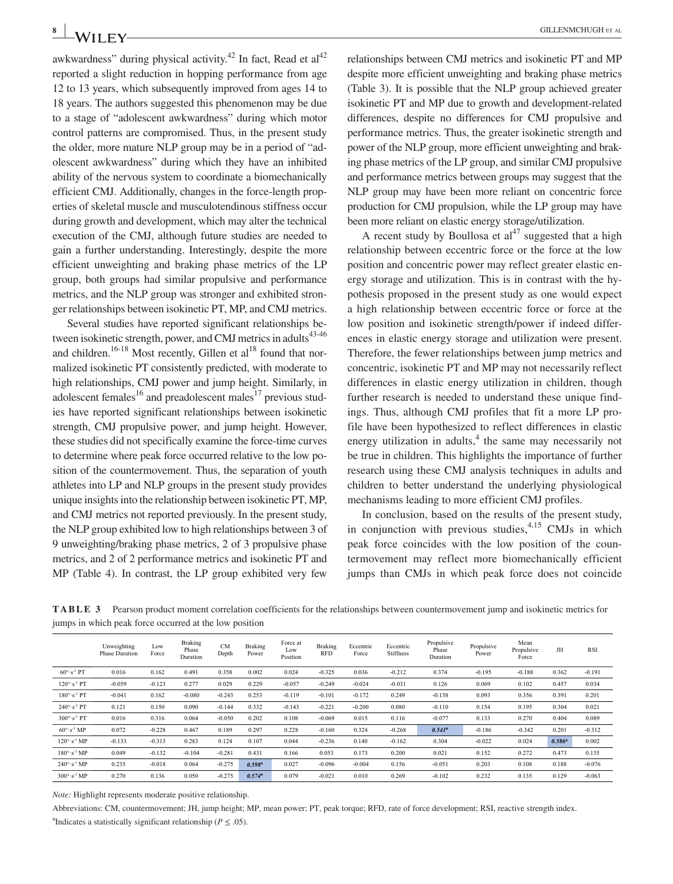awkwardness" during physical activity.[42] In fact, Read et al[42] reported a slight reduction in hopping performance from age 12 to 13 years, which subsequently improved from ages 14 to 18 years. The authors suggested this phenomenon may be due to a stage of "adolescent awkwardness" during which motor control patterns are compromised. Thus, in the present study the older, more mature NLP group may be in a period of "adolescent awkwardness" during which they have an inhibited ability of the nervous system to coordinate a biomechanically efficient CMJ. Additionally, changes in the force-length properties of skeletal muscle and musculotendinous stiffness occur during growth and development, which may alter the technical execution of the CMJ, although future studies are needed to gain a further understanding. Interestingly, despite the more efficient unweighting and braking phase metrics of the LP group, both groups had similar propulsive and performance metrics, and the NLP group was stronger and exhibited stronger relationships between isokinetic PT, MP, and CMJ metrics.

Several studies have reported significant relationships between isokinetic strength, power, and CMJ metrics in adults[43-46] and children.[16-18] Most recently, Gillen et al[18] found that normalized isokinetic PT consistently predicted, with moderate to high relationships, CMJ power and jump height. Similarly, in adolescent females[16] and preadolescent males[17] previous studies have reported significant relationships between isokinetic strength, CMJ propulsive power, and jump height. However, these studies did not specifically examine the force-time curves to determine where peak force occurred relative to the low position of the countermovement. Thus, the separation of youth athletes into LP and NLP groups in the present study provides unique insights into the relationship between isokinetic PT, MP, and CMJ metrics not reported previously. In the present study, the NLP group exhibited low to high relationships between 3 of 9 unweighting/braking phase metrics, 2 of 3 propulsive phase metrics, and 2 of 2 performance metrics and isokinetic PT and MP (Table 4). In contrast, the LP group exhibited very few relationships between CMJ metrics and isokinetic PT and MP despite more efficient unweighting and braking phase metrics (Table 3). It is possible that the NLP group achieved greater isokinetic PT and MP due to growth and development-related differences, despite no differences for CMJ propulsive and performance metrics. Thus, the greater isokinetic strength and power of the NLP group, more efficient unweighting and braking phase metrics of the LP group, and similar CMJ propulsive and performance metrics between groups may suggest that the NLP group may have been more reliant on concentric force production for CMJ propulsion, while the LP group may have been more reliant on elastic energy storage/utilization.

A recent study by Boullosa et al[47] suggested that a high relationship between eccentric force or the force at the low position and concentric power may reflect greater elastic energy storage and utilization. This is in contrast with the hypothesis proposed in the present study as one would expect a high relationship between eccentric force or force at the low position and isokinetic strength/power if indeed differences in elastic energy storage and utilization were present. Therefore, the fewer relationships between jump metrics and concentric, isokinetic PT and MP may not necessarily reflect differences in elastic energy utilization in children, though further research is needed to understand these unique findings. Thus, although CMJ profiles that fit a more LP profile have been hypothesized to reflect differences in elastic energy utilization in adults,[4] the same may necessarily not be true in children. This highlights the importance of further research using these CMJ analysis techniques in adults and children to better understand the underlying physiological mechanisms leading to more efficient CMJ profiles.

In conclusion, based on the results of the present study, in conjunction with previous studies,[4,15] CMJs in which peak force coincides with the low position of the countermovement may reflect more biomechanically efficient jumps than CMJs in which peak force does not coincide

**TABLE 3** Pearson product moment correlation coefficients for the relationships between countermovement jump and isokinetic metrics for jumps in which peak force occurred at the low position

| | Unweighting Phase Duration | Low Force | Braking Phase Duration | CM Depth | Braking Power | Force at Low Position | Braking RFD | Eccentric Force | Eccentric Stiffness | Propulsive Phase Duration | Propulsive Power | Mean Propulsive Force | JH | RSI |
|---|---|---|---|---|---|---|---|---|---|---|---|---|---|---|
| 60°·s⁻¹ PT | 0.016 | 0.162 | 0.491 | 0.358 | 0.002 | 0.024 | −0.325 | 0.036 | −0.212 | 0.374 | −0.195 | −0.188 | 0.362 | −0.191 |
| 120°·s⁻¹ PT | −0.059 | −0.123 | 0.277 | 0.029 | 0.229 | −0.057 | −0.249 | −0.024 | −0.031 | 0.126 | 0.069 | 0.102 | 0.457 | 0.034 |
| 180°·s⁻¹ PT | −0.041 | 0.162 | −0.080 | −0.243 | 0.253 | −0.119 | −0.101 | −0.172 | 0.249 | −0.158 | 0.093 | 0.356 | 0.391 | 0.201 |
| 240°·s⁻¹ PT | 0.121 | 0.150 | 0.090 | −0.144 | 0.332 | −0.143 | −0.221 | −0.200 | 0.080 | −0.110 | 0.154 | 0.195 | 0.304 | 0.021 |
| 300°·s⁻¹ PT | 0.016 | 0.316 | 0.064 | −0.050 | 0.202 | 0.108 | −0.069 | 0.015 | 0.116 | −0.077 | 0.133 | 0.270 | 0.404 | 0.089 |
| 60°·s⁻¹ MP | 0.072 | −0.228 | 0.467 | 0.189 | 0.297 | 0.228 | −0.160 | 0.324 | −0.268 | ***0.541***[a] | −0.186 | −0.342 | 0.201 | −0.312 |
| 120°·s⁻¹ MP | −0.133 | −0.313 | 0.283 | 0.124 | 0.107 | 0.044 | −0.236 | 0.140 | −0.162 | 0.304 | −0.022 | 0.024 | ***0.586***[a] | 0.002 |
| 180°·s⁻¹ MP | 0.049 | −0.132 | −0.104 | −0.281 | 0.431 | 0.166 | 0.053 | 0.173 | 0.200 | 0.021 | 0.152 | 0.272 | 0.473 | 0.135 |
| 240°·s⁻¹ MP | 0.235 | −0.018 | 0.064 | −0.275 | ***0.598***[a] | 0.027 | −0.096 | −0.004 | 0.156 | −0.051 | 0.203 | 0.108 | 0.188 | −0.076 |
| 300°·s⁻¹ MP | 0.270 | 0.136 | 0.050 | −0.275 | ***0.574***[a] | 0.079 | −0.021 | 0.010 | 0.269 | −0.102 | 0.232 | 0.135 | 0.129 | −0.063 |

*Note:* Highlight represents moderate positive relationship.

Abbreviations: CM, countermovement; JH, jump height; MP, mean power; PT, peak torque; RFD, rate of force development; RSI, reactive strength index.

[a]Indicates a statistically significant relationship ($P \leq .05$).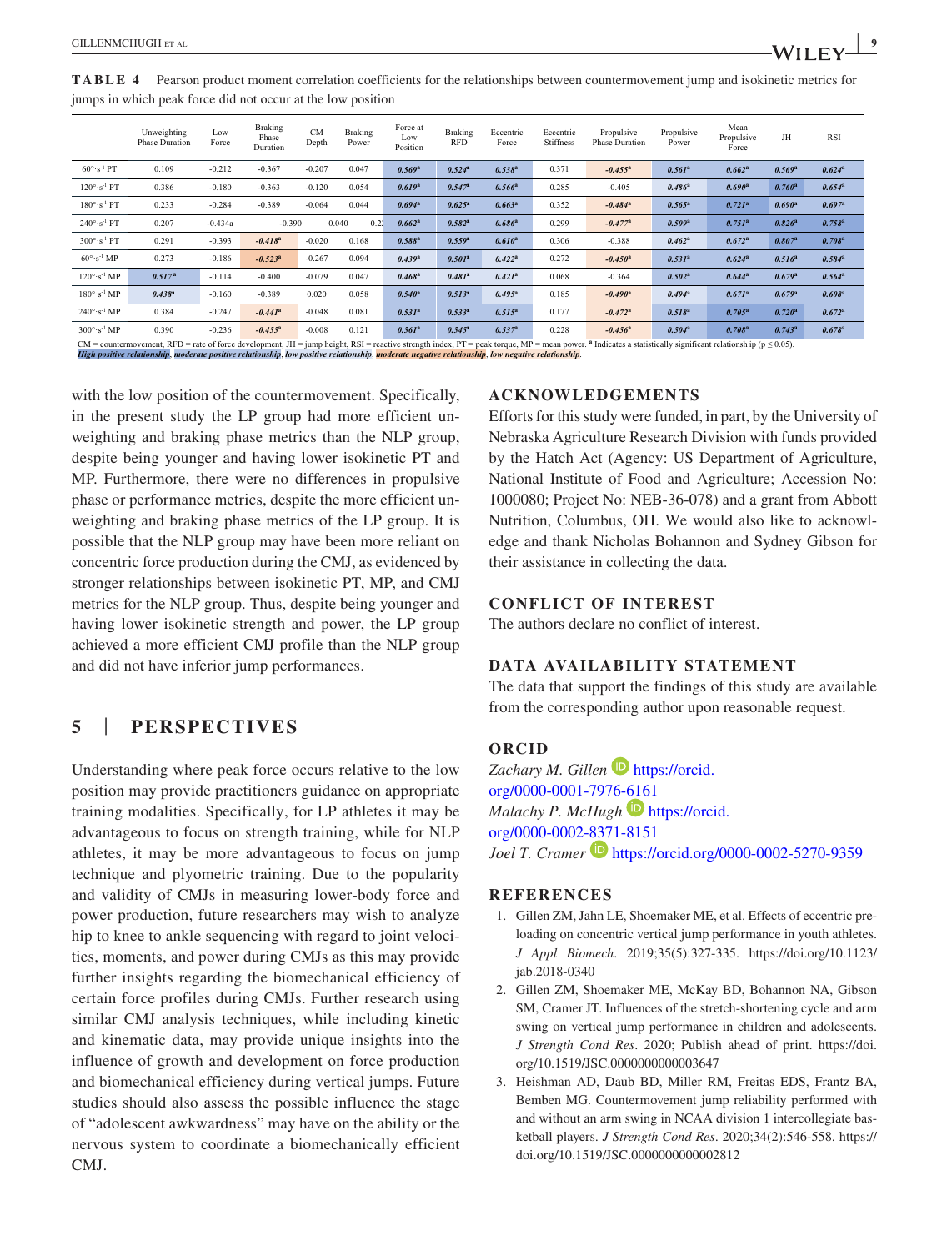**TABLE 4** Pearson product moment correlation coefficients for the relationships between countermovement jump and isokinetic metrics for jumps in which peak force did not occur at the low position

| | Unweighting Phase Duration | Low Force | Braking Phase Duration | CM Depth | Braking Power | Force at Low Position | Braking RFD | Eccentric Force | Eccentric Stiffness | Propulsive Phase Duration | Propulsive Power | Mean Propulsive Force | JH | RSI |
|---|---|---|---|---|---|---|---|---|---|---|---|---|---|---|
| 60°·s⁻¹ PT | 0.109 | -0.212 | -0.367 | -0.207 | 0.047 | ***0.569***[a] | ***0.524***[a] | ***0.538***[a] | 0.371 | ***-0.455***[a] | ***0.561***[a] | ***0.662***[a] | ***0.569***[a] | ***0.624***[a] |
| 120°·s⁻¹ PT | 0.386 | -0.180 | -0.363 | -0.120 | 0.054 | ***0.619***[a] | ***0.547***[a] | ***0.566***[a] | 0.285 | -0.405 | ***0.486***[a] | ***0.690***[a] | ***0.760***[a] | ***0.654***[a] |
| 180°·s⁻¹ PT | 0.233 | -0.284 | -0.389 | -0.064 | 0.044 | ***0.694***[a] | ***0.625***[a] | ***0.663***[a] | 0.352 | ***-0.484***[a] | ***0.565***[a] | ***0.721***[a] | ***0.690***[a] | ***0.697***[a] |
| 240°·s⁻¹ PT | 0.207 | -0.434a | -0.390 | 0.040 | 0.2 | ***0.662***[a] | ***0.582***[a] | ***0.686***[a] | 0.299 | ***-0.477***[a] | ***0.509***[a] | ***0.751***[a] | ***0.826***[a] | ***0.758***[a] |
| 300°·s⁻¹ PT | 0.291 | -0.393 | ***-0.418***[a] | -0.020 | 0.168 | ***0.588***[a] | ***0.559***[a] | ***0.610***[a] | 0.306 | -0.388 | ***0.462***[a] | ***0.672***[a] | ***0.807***[a] | ***0.708***[a] |
| 60°·s⁻¹ MP | 0.273 | -0.186 | ***-0.523***[a] | -0.267 | 0.094 | ***0.439***[a] | ***0.501***[a] | ***0.422***[a] | 0.272 | ***-0.450***[a] | ***0.531***[a] | ***0.624***[a] | ***0.516***[a] | ***0.584***[a] |
| 120°·s⁻¹ MP | ***0.517***[a] | -0.114 | -0.400 | -0.079 | 0.047 | ***0.468***[a] | ***0.481***[a] | ***0.421***[a] | 0.068 | -0.364 | ***0.502***[a] | ***0.644***[a] | ***0.679***[a] | ***0.564***[a] |
| 180°·s⁻¹ MP | ***0.438***[a] | -0.160 | -0.389 | 0.020 | 0.058 | ***0.540***[a] | ***0.513***[a] | ***0.495***[a] | 0.185 | ***-0.490***[a] | ***0.494***[a] | ***0.671***[a] | ***0.679***[a] | ***0.608***[a] |
| 240°·s⁻¹ MP | 0.384 | -0.247 | ***-0.441***[a] | -0.048 | 0.081 | ***0.531***[a] | ***0.533***[a] | ***0.515***[a] | 0.177 | ***-0.472***[a] | ***0.518***[a] | ***0.705***[a] | ***0.720***[a] | ***0.672***[a] |
| 300°·s⁻¹ MP | 0.390 | -0.236 | ***-0.455***[a] | -0.008 | 0.121 | ***0.561***[a] | ***0.545***[a] | ***0.537***[a] | 0.228 | ***-0.456***[a] | ***0.504***[a] | ***0.708***[a] | ***0.743***[a] | ***0.678***[a] |

CM = countermovement, RFD = rate of force development, JH = jump height, RSI = reactive strength index, PT = peak torque, MP = mean power. [a] Indicates a statistically significant relationship ($p \leq 0.05$).
***High positive relationship***, ***moderate positive relationship***, ***low positive relationship***, ***moderate negative relationship***, ***low negative relationship***.

with the low position of the countermovement. Specifically, in the present study the LP group had more efficient unweighting and braking phase metrics than the NLP group, despite being younger and having lower isokinetic PT and MP. Furthermore, there were no differences in propulsive phase or performance metrics, despite the more efficient unweighting and braking phase metrics of the LP group. It is possible that the NLP group may have been more reliant on concentric force production during the CMJ, as evidenced by stronger relationships between isokinetic PT, MP, and CMJ metrics for the NLP group. Thus, despite being younger and having lower isokinetic strength and power, the LP group achieved a more efficient CMJ profile than the NLP group and did not have inferior jump performances.

## 5 | PERSPECTIVES

Understanding where peak force occurs relative to the low position may provide practitioners guidance on appropriate training modalities. Specifically, for LP athletes it may be advantageous to focus on strength training, while for NLP athletes, it may be more advantageous to focus on jump technique and plyometric training. Due to the popularity and validity of CMJs in measuring lower-body force and power production, future researchers may wish to analyze hip to knee to ankle sequencing with regard to joint velocities, moments, and power during CMJs as this may provide further insights regarding the biomechanical efficiency of certain force profiles during CMJs. Further research using similar CMJ analysis techniques, while including kinetic and kinematic data, may provide unique insights into the influence of growth and development on force production and biomechanical efficiency during vertical jumps. Future studies should also assess the possible influence the stage of "adolescent awkwardness" may have on the ability or the nervous system to coordinate a biomechanically efficient CMJ.

## ACKNOWLEDGEMENTS

Efforts for this study were funded, in part, by the University of Nebraska Agriculture Research Division with funds provided by the Hatch Act (Agency: US Department of Agriculture, National Institute of Food and Agriculture; Accession No: 1000080; Project No: NEB-36-078) and a grant from Abbott Nutrition, Columbus, OH. We would also like to acknowledge and thank Nicholas Bohannon and Sydney Gibson for their assistance in collecting the data.

## CONFLICT OF INTEREST

The authors declare no conflict of interest.

## DATA AVAILABILITY STATEMENT

The data that support the findings of this study are available from the corresponding author upon reasonable request.

## ORCID

*Zachary M. Gillen* https://orcid.org/0000-0001-7976-6161
*Malachy P. McHugh* https://orcid.org/0000-0002-8371-8151
*Joel T. Cramer* https://orcid.org/0000-0002-5270-9359

## REFERENCES

1. Gillen ZM, Jahn LE, Shoemaker ME, et al. Effects of eccentric preloading on concentric vertical jump performance in youth athletes. *J Appl Biomech*. 2019;35(5):327-335. https://doi.org/10.1123/jab.2018-0340
2. Gillen ZM, Shoemaker ME, McKay BD, Bohannon NA, Gibson SM, Cramer JT. Influences of the stretch-shortening cycle and arm swing on vertical jump performance in children and adolescents. *J Strength Cond Res*. 2020; Publish ahead of print. https://doi.org/10.1519/JSC.0000000000003647
3. Heishman AD, Daub BD, Miller RM, Freitas EDS, Frantz BA, Bemben MG. Countermovement jump reliability performed with and without an arm swing in NCAA division 1 intercollegiate basketball players. *J Strength Cond Res*. 2020;34(2):546-558. https://doi.org/10.1519/JSC.0000000000002812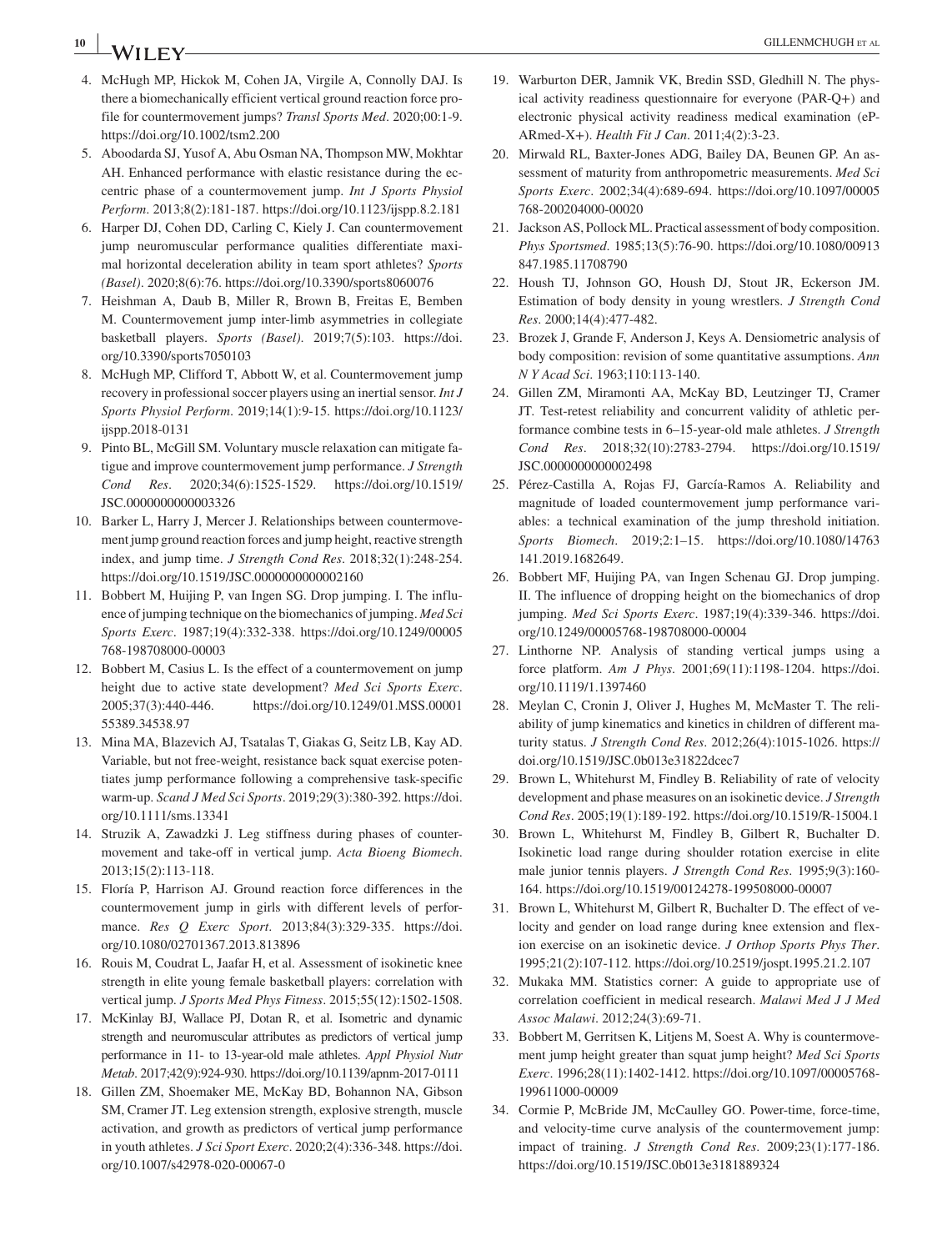4. McHugh MP, Hickok M, Cohen JA, Virgile A, Connolly DAJ. Is there a biomechanically efficient vertical ground reaction force profile for countermovement jumps? *Transl Sports Med*. 2020;00:1-9. https://doi.org/10.1002/tsm2.200
5. Aboodarda SJ, Yusof A, Abu Osman NA, Thompson MW, Mokhtar AH. Enhanced performance with elastic resistance during the eccentric phase of a countermovement jump. *Int J Sports Physiol Perform*. 2013;8(2):181-187. https://doi.org/10.1123/ijspp.8.2.181
6. Harper DJ, Cohen DD, Carling C, Kiely J. Can countermovement jump neuromuscular performance qualities differentiate maximal horizontal deceleration ability in team sport athletes? *Sports (Basel)*. 2020;8(6):76. https://doi.org/10.3390/sports8060076
7. Heishman A, Daub B, Miller R, Brown B, Freitas E, Bemben M. Countermovement jump inter-limb asymmetries in collegiate basketball players. *Sports (Basel)*. 2019;7(5):103. https://doi.org/10.3390/sports7050103
8. McHugh MP, Clifford T, Abbott W, et al. Countermovement jump recovery in professional soccer players using an inertial sensor. *Int J Sports Physiol Perform*. 2019;14(1):9-15. https://doi.org/10.1123/ijspp.2018-0131
9. Pinto BL, McGill SM. Voluntary muscle relaxation can mitigate fatigue and improve countermovement jump performance. *J Strength Cond Res*. 2020;34(6):1525-1529. https://doi.org/10.1519/JSC.0000000000003326
10. Barker L, Harry J, Mercer J. Relationships between countermovement jump ground reaction forces and jump height, reactive strength index, and jump time. *J Strength Cond Res*. 2018;32(1):248-254. https://doi.org/10.1519/JSC.0000000000002160
11. Bobbert M, Huijing P, van Ingen SG. Drop jumping. I. The influence of jumping technique on the biomechanics of jumping. *Med Sci Sports Exerc*. 1987;19(4):332-338. https://doi.org/10.1249/00005768-198708000-00003
12. Bobbert M, Casius L. Is the effect of a countermovement on jump height due to active state development? *Med Sci Sports Exerc*. 2005;37(3):440-446. https://doi.org/10.1249/01.MSS.0000155389.34538.97
13. Mina MA, Blazevich AJ, Tsatalas T, Giakas G, Seitz LB, Kay AD. Variable, but not free-weight, resistance back squat exercise potentiates jump performance following a comprehensive task-specific warm-up. *Scand J Med Sci Sports*. 2019;29(3):380-392. https://doi.org/10.1111/sms.13341
14. Struzik A, Zawadzki J. Leg stiffness during phases of countermovement and take-off in vertical jump. *Acta Bioeng Biomech*. 2013;15(2):113-118.
15. Floría P, Harrison AJ. Ground reaction force differences in the countermovement jump in girls with different levels of performance. *Res Q Exerc Sport*. 2013;84(3):329-335. https://doi.org/10.1080/02701367.2013.813896
16. Rouis M, Coudrat L, Jaafar H, et al. Assessment of isokinetic knee strength in elite young female basketball players: correlation with vertical jump. *J Sports Med Phys Fitness*. 2015;55(12):1502-1508.
17. McKinlay BJ, Wallace PJ, Dotan R, et al. Isometric and dynamic strength and neuromuscular attributes as predictors of vertical jump performance in 11- to 13-year-old male athletes. *Appl Physiol Nutr Metab*. 2017;42(9):924-930. https://doi.org/10.1139/apnm-2017-0111
18. Gillen ZM, Shoemaker ME, McKay BD, Bohannon NA, Gibson SM, Cramer JT. Leg extension strength, explosive strength, muscle activation, and growth as predictors of vertical jump performance in youth athletes. *J Sci Sport Exerc*. 2020;2(4):336-348. https://doi.org/10.1007/s42978-020-00067-0
19. Warburton DER, Jamnik VK, Bredin SSD, Gledhill N. The physical activity readiness questionnaire for everyone (PAR-Q+) and electronic physical activity readiness medical examination (ePARmed-X+). *Health Fit J Can*. 2011;4(2):3-23.
20. Mirwald RL, Baxter-Jones ADG, Bailey DA, Beunen GP. An assessment of maturity from anthropometric measurements. *Med Sci Sports Exerc*. 2002;34(4):689-694. https://doi.org/10.1097/00005768-200204000-00020
21. Jackson AS, Pollock ML. Practical assessment of body composition. *Phys Sportsmed*. 1985;13(5):76-90. https://doi.org/10.1080/00913847.1985.11708790
22. Housh TJ, Johnson GO, Housh DJ, Stout JR, Eckerson JM. Estimation of body density in young wrestlers. *J Strength Cond Res*. 2000;14(4):477-482.
23. Brozek J, Grande F, Anderson J, Keys A. Densiometric analysis of body composition: revision of some quantitative assumptions. *Ann N Y Acad Sci*. 1963;110:113-140.
24. Gillen ZM, Miramonti AA, McKay BD, Leutzinger TJ, Cramer JT. Test-retest reliability and concurrent validity of athletic performance combine tests in 6–15-year-old male athletes. *J Strength Cond Res*. 2018;32(10):2783-2794. https://doi.org/10.1519/JSC.0000000000002498
25. Pérez-Castilla A, Rojas FJ, García-Ramos A. Reliability and magnitude of loaded countermovement jump performance variables: a technical examination of the jump threshold initiation. *Sports Biomech*. 2019;2:1–15. https://doi.org/10.1080/14763141.2019.1682649.
26. Bobbert MF, Huijing PA, van Ingen Schenau GJ. Drop jumping. II. The influence of dropping height on the biomechanics of drop jumping. *Med Sci Sports Exerc*. 1987;19(4):339-346. https://doi.org/10.1249/00005768-198708000-00004
27. Linthorne NP. Analysis of standing vertical jumps using a force platform. *Am J Phys*. 2001;69(11):1198-1204. https://doi.org/10.1119/1.1397460
28. Meylan C, Cronin J, Oliver J, Hughes M, McMaster T. The reliability of jump kinematics and kinetics in children of different maturity status. *J Strength Cond Res*. 2012;26(4):1015-1026. https://doi.org/10.1519/JSC.0b013e31822dcec7
29. Brown L, Whitehurst M, Findley B. Reliability of rate of velocity development and phase measures on an isokinetic device. *J Strength Cond Res*. 2005;19(1):189-192. https://doi.org/10.1519/R-15004.1
30. Brown L, Whitehurst M, Findley B, Gilbert R, Buchalter D. Isokinetic load range during shoulder rotation exercise in elite male junior tennis players. *J Strength Cond Res*. 1995;9(3):160-164. https://doi.org/10.1519/00124278-199508000-00007
31. Brown L, Whitehurst M, Gilbert R, Buchalter D. The effect of velocity and gender on load range during knee extension and flexion exercise on an isokinetic device. *J Orthop Sports Phys Ther*. 1995;21(2):107-112. https://doi.org/10.2519/jospt.1995.21.2.107
32. Mukaka MM. Statistics corner: A guide to appropriate use of correlation coefficient in medical research. *Malawi Med J J Med Assoc Malawi*. 2012;24(3):69-71.
33. Bobbert M, Gerritsen K, Litjens M, Soest A. Why is countermovement jump height greater than squat jump height? *Med Sci Sports Exerc*. 1996;28(11):1402-1412. https://doi.org/10.1097/00005768-199611000-00009
34. Cormie P, McBride JM, McCaulley GO. Power-time, force-time, and velocity-time curve analysis of the countermovement jump: impact of training. *J Strength Cond Res*. 2009;23(1):177-186. https://doi.org/10.1519/JSC.0b013e3181889324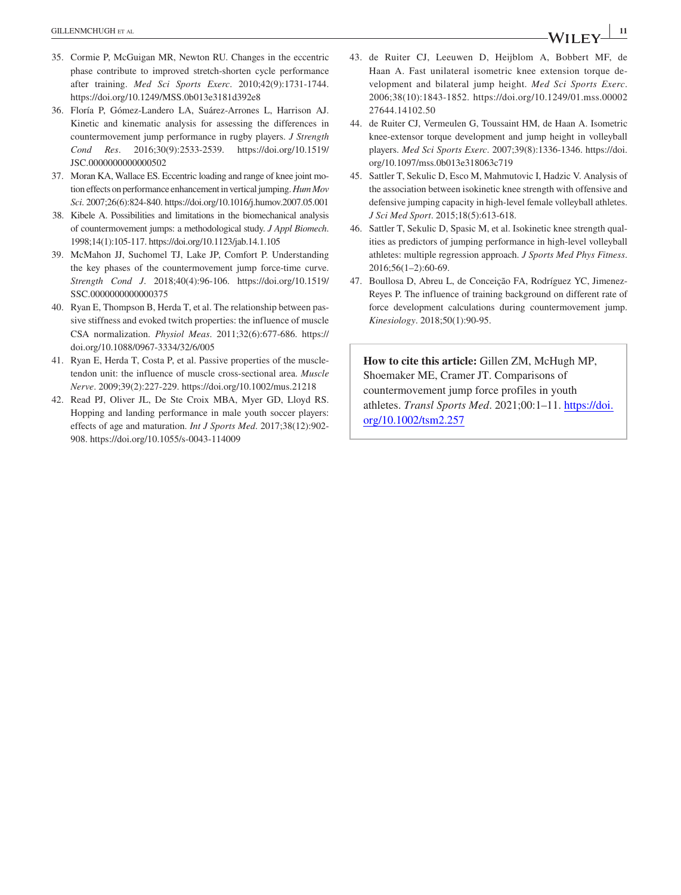35. Cormie P, McGuigan MR, Newton RU. Changes in the eccentric phase contribute to improved stretch-shorten cycle performance after training. *Med Sci Sports Exerc*. 2010;42(9):1731-1744. https://doi.org/10.1249/MSS.0b013e3181d392e8
36. Floría P, Gómez-Landero LA, Suárez-Arrones L, Harrison AJ. Kinetic and kinematic analysis for assessing the differences in countermovement jump performance in rugby players. *J Strength Cond Res*. 2016;30(9):2533-2539. https://doi.org/10.1519/JSC.0000000000000502
37. Moran KA, Wallace ES. Eccentric loading and range of knee joint motion effects on performance enhancement in vertical jumping. *Hum Mov Sci*. 2007;26(6):824-840. https://doi.org/10.1016/j.humov.2007.05.001
38. Kibele A. Possibilities and limitations in the biomechanical analysis of countermovement jumps: a methodological study. *J Appl Biomech*. 1998;14(1):105-117. https://doi.org/10.1123/jab.14.1.105
39. McMahon JJ, Suchomel TJ, Lake JP, Comfort P. Understanding the key phases of the countermovement jump force-time curve. *Strength Cond J*. 2018;40(4):96-106. https://doi.org/10.1519/SSC.0000000000000375
40. Ryan E, Thompson B, Herda T, et al. The relationship between passive stiffness and evoked twitch properties: the influence of muscle CSA normalization. *Physiol Meas*. 2011;32(6):677-686. https://doi.org/10.1088/0967-3334/32/6/005
41. Ryan E, Herda T, Costa P, et al. Passive properties of the muscle-tendon unit: the influence of muscle cross-sectional area. *Muscle Nerve*. 2009;39(2):227-229. https://doi.org/10.1002/mus.21218
42. Read PJ, Oliver JL, De Ste Croix MBA, Myer GD, Lloyd RS. Hopping and landing performance in male youth soccer players: effects of age and maturation. *Int J Sports Med*. 2017;38(12):902-908. https://doi.org/10.1055/s-0043-114009
43. de Ruiter CJ, Leeuwen D, Heijblom A, Bobbert MF, de Haan A. Fast unilateral isometric knee extension torque development and bilateral jump height. *Med Sci Sports Exerc*. 2006;38(10):1843-1852. https://doi.org/10.1249/01.mss.0000227644.14102.50
44. de Ruiter CJ, Vermeulen G, Toussaint HM, de Haan A. Isometric knee-extensor torque development and jump height in volleyball players. *Med Sci Sports Exerc*. 2007;39(8):1336-1346. https://doi.org/10.1097/mss.0b013e318063c719
45. Sattler T, Sekulic D, Esco M, Mahmutovic I, Hadzic V. Analysis of the association between isokinetic knee strength with offensive and defensive jumping capacity in high-level female volleyball athletes. *J Sci Med Sport*. 2015;18(5):613-618.
46. Sattler T, Sekulic D, Spasic M, et al. Isokinetic knee strength qualities as predictors of jumping performance in high-level volleyball athletes: multiple regression approach. *J Sports Med Phys Fitness*. 2016;56(1–2):60-69.
47. Boullosa D, Abreu L, de Conceição FA, Rodríguez YC, Jimenez-Reyes P. The influence of training background on different rate of force development calculations during countermovement jump. *Kinesiology*. 2018;50(1):90-95.

**How to cite this article:** Gillen ZM, McHugh MP, Shoemaker ME, Cramer JT. Comparisons of countermovement jump force profiles in youth athletes. *Transl Sports Med*. 2021;00:1–11. https://doi.org/10.1002/tsm2.257